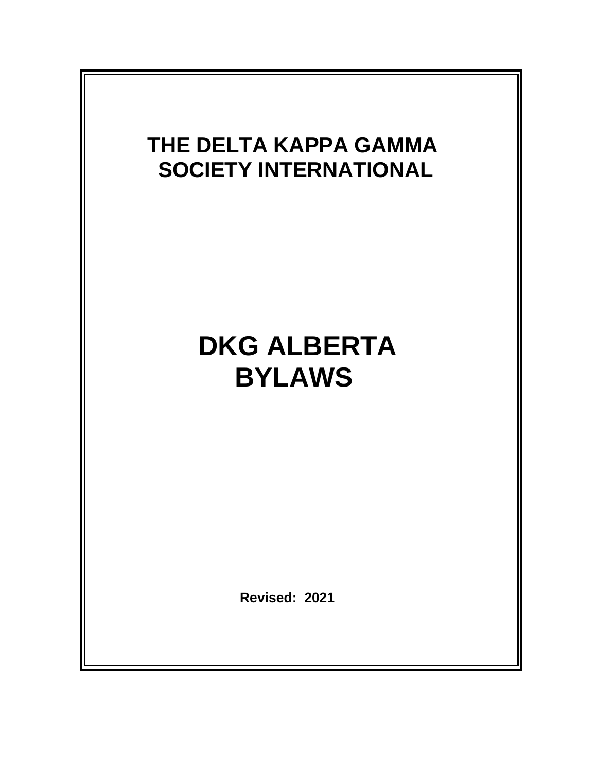# THE DELTA KAPPA GAMMA SOCIETY INTERNATIONAL

# DKG ALBERTA BYLAWS

**Revised: 2021**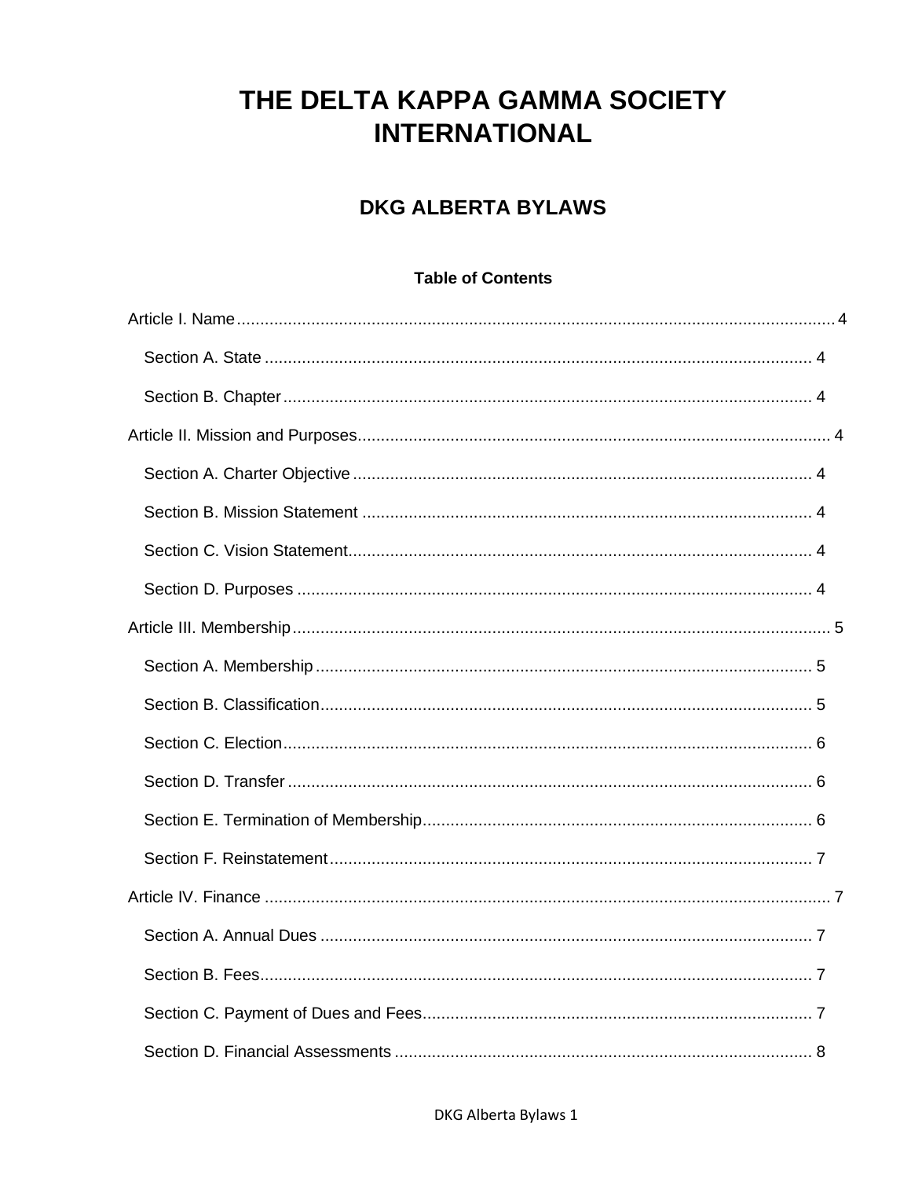# THE DELTA KAPPA GAMMA SOCIETY INTERNATIONAL

## DKG ALBERTA BYLAWS

### Table of Contents

Article I. Name ........................................................................................................................ 4

- Section A. State ..................................................................................................... 4
- Section B. Chapter ................................................................................................. 4

Article II. Mission and Purposes ................................................................................................. 4

- Section A. Charter Objective ................................................................................... 4
- Section B. Mission Statement .................................................................................. 4
- Section C. Vision Statement .................................................................................... 4
- Section D. Purposes ............................................................................................... 4

Article III. Membership ............................................................................................................. 5

- Section A. Membership ........................................................................................... 5
- Section B. Classification .......................................................................................... 5
- Section C. Election .................................................................................................. 6
- Section D. Transfer ................................................................................................. 6
- Section E. Termination of Membership ..................................................................... 6
- Section F. Reinstatement ......................................................................................... 7

Article IV. Finance .................................................................................................................... 7

- Section A. Annual Dues ........................................................................................... 7
- Section B. Fees ...................................................................................................... 7
- Section C. Payment of Dues and Fees ...................................................................... 7
- Section D. Financial Assessments ............................................................................ 8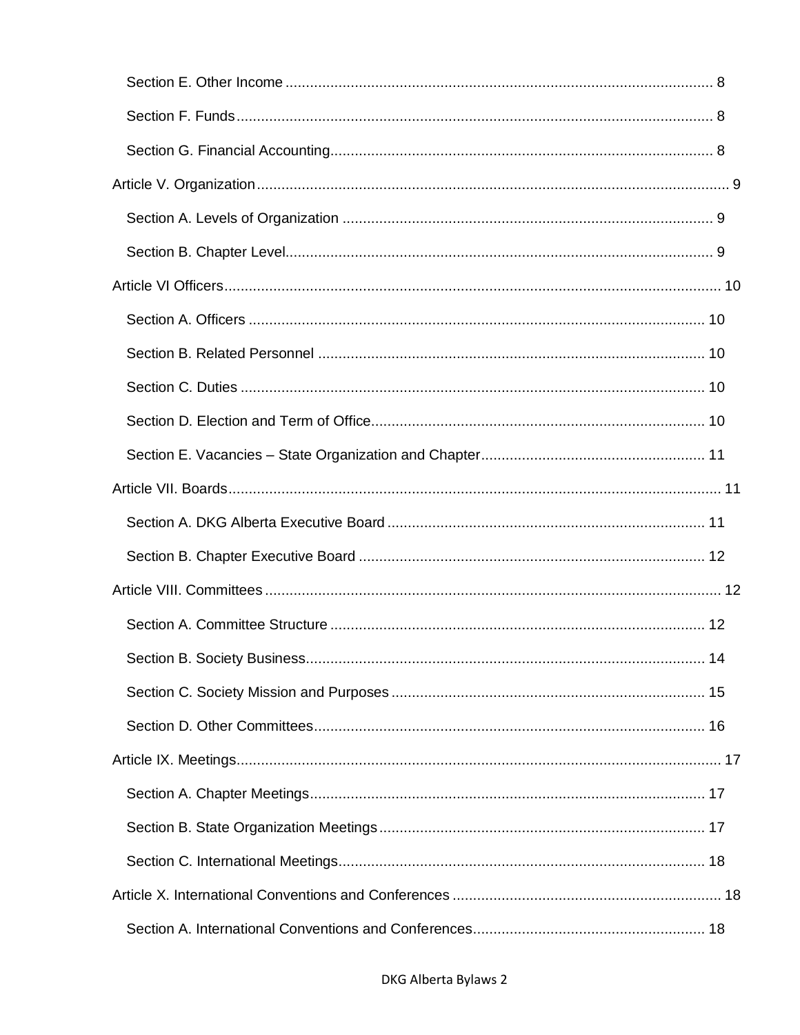Section E. Other Income ........................................................................................................ 8

Section F. Funds.................................................................................................................... 8

Section G. Financial Accounting............................................................................................. 8

Article V. Organization.................................................................................................................. 9

Section A. Levels of Organization .......................................................................................... 9

Section B. Chapter Level........................................................................................................ 9

Article VI Officers......................................................................................................................... 10

Section A. Officers ............................................................................................................... 10

Section B. Related Personnel .............................................................................................. 10

Section C. Duties ................................................................................................................. 10

Section D. Election and Term of Office................................................................................. 10

Section E. Vacancies – State Organization and Chapter...................................................... 11

Article VII. Boards........................................................................................................................ 11

Section A. DKG Alberta Executive Board ............................................................................. 11

Section B. Chapter Executive Board .................................................................................... 12

Article VIII. Committees .............................................................................................................. 12

Section A. Committee Structure ........................................................................................... 12

Section B. Society Business................................................................................................. 14

Section C. Society Mission and Purposes ............................................................................ 15

Section D. Other Committees............................................................................................... 16

Article IX. Meetings...................................................................................................................... 17

Section A. Chapter Meetings................................................................................................ 17

Section B. State Organization Meetings................................................................................ 17

Section C. International Meetings......................................................................................... 18

Article X. International Conventions and Conferences ................................................................. 18

Section A. International Conventions and Conferences........................................................ 18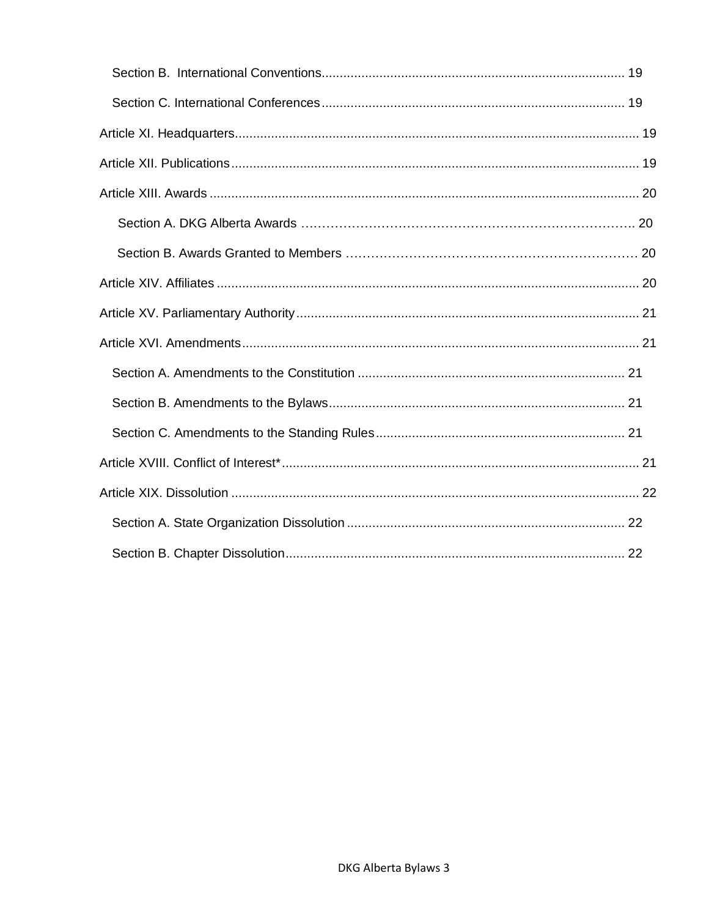Section B. International Conventions.................................................................................. 19

Section C. International Conferences.................................................................................. 19

Article XI. Headquarters.............................................................................................................. 19

Article XII. Publications.............................................................................................................. 19

Article XIII. Awards ..................................................................................................................... 20

Section A. DKG Alberta Awards …………………………………………………………………….. 20

Section B. Awards Granted to Members …………………………………………………………… 20

Article XIV. Affiliates .................................................................................................................. 20

Article XV. Parliamentary Authority............................................................................................. 21

Article XVI. Amendments............................................................................................................ 21

Section A. Amendments to the Constitution ......................................................................... 21

Section B. Amendments to the Bylaws................................................................................. 21

Section C. Amendments to the Standing Rules.................................................................... 21

Article XVIII. Conflict of Interest*................................................................................................. 21

Article XIX. Dissolution ............................................................................................................... 22

Section A. State Organization Dissolution ............................................................................ 22

Section B. Chapter Dissolution............................................................................................. 22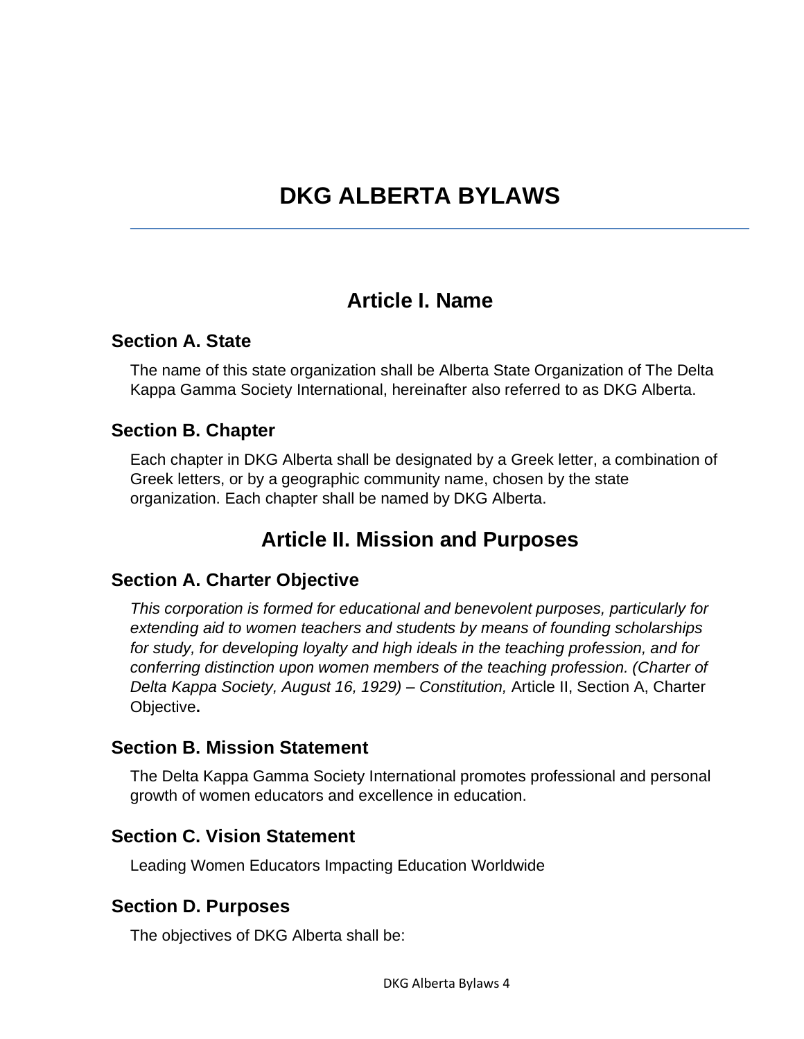# DKG ALBERTA BYLAWS

## Article I. Name

### Section A. State

The name of this state organization shall be Alberta State Organization of The Delta Kappa Gamma Society International, hereinafter also referred to as DKG Alberta.

### Section B. Chapter

Each chapter in DKG Alberta shall be designated by a Greek letter, a combination of Greek letters, or by a geographic community name, chosen by the state organization. Each chapter shall be named by DKG Alberta.

## Article II. Mission and Purposes

### Section A. Charter Objective

*This corporation is formed for educational and benevolent purposes, particularly for extending aid to women teachers and students by means of founding scholarships for study, for developing loyalty and high ideals in the teaching profession, and for conferring distinction upon women members of the teaching profession. (Charter of Delta Kappa Society, August 16, 1929) – Constitution,* Article II, Section A, Charter Objective**.**

### Section B. Mission Statement

The Delta Kappa Gamma Society International promotes professional and personal growth of women educators and excellence in education.

### Section C. Vision Statement

Leading Women Educators Impacting Education Worldwide

### Section D. Purposes

The objectives of DKG Alberta shall be: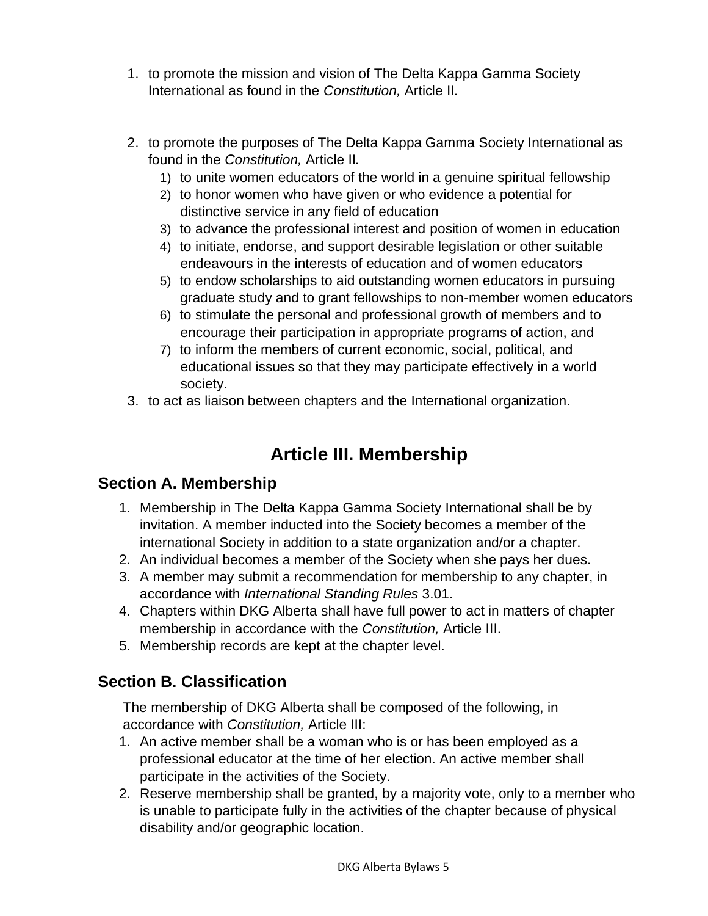1. to promote the mission and vision of The Delta Kappa Gamma Society International as found in the *Constitution,* Article II.

2. to promote the purposes of The Delta Kappa Gamma Society International as found in the *Constitution,* Article II.
    1) to unite women educators of the world in a genuine spiritual fellowship
    2) to honor women who have given or who evidence a potential for distinctive service in any field of education
    3) to advance the professional interest and position of women in education
    4) to initiate, endorse, and support desirable legislation or other suitable endeavours in the interests of education and of women educators
    5) to endow scholarships to aid outstanding women educators in pursuing graduate study and to grant fellowships to non-member women educators
    6) to stimulate the personal and professional growth of members and to encourage their participation in appropriate programs of action, and
    7) to inform the members of current economic, social, political, and educational issues so that they may participate effectively in a world society.
3. to act as liaison between chapters and the International organization.

# Article III. Membership

## Section A. Membership

1. Membership in The Delta Kappa Gamma Society International shall be by invitation. A member inducted into the Society becomes a member of the international Society in addition to a state organization and/or a chapter.
2. An individual becomes a member of the Society when she pays her dues.
3. A member may submit a recommendation for membership to any chapter, in accordance with *International Standing Rules* 3.01.
4. Chapters within DKG Alberta shall have full power to act in matters of chapter membership in accordance with the *Constitution,* Article III.
5. Membership records are kept at the chapter level.

## Section B. Classification

The membership of DKG Alberta shall be composed of the following, in accordance with *Constitution,* Article III:

1. An active member shall be a woman who is or has been employed as a professional educator at the time of her election. An active member shall participate in the activities of the Society.
2. Reserve membership shall be granted, by a majority vote, only to a member who is unable to participate fully in the activities of the chapter because of physical disability and/or geographic location.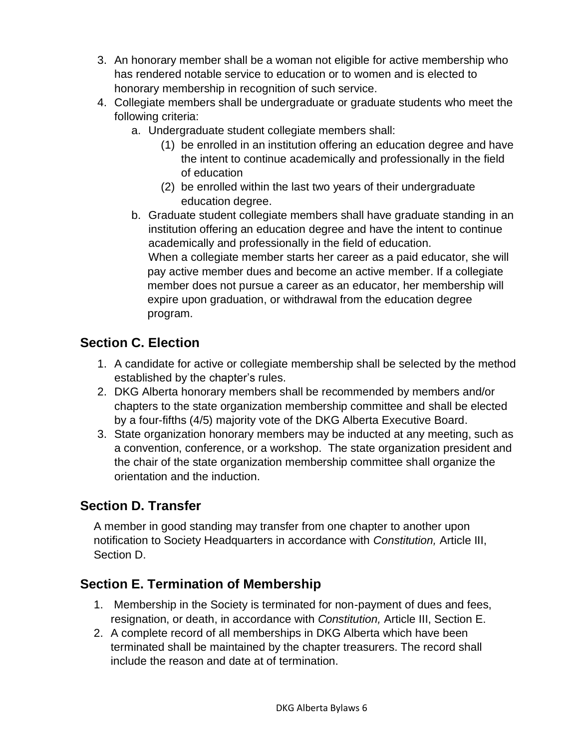3. An honorary member shall be a woman not eligible for active membership who has rendered notable service to education or to women and is elected to honorary membership in recognition of such service.
4. Collegiate members shall be undergraduate or graduate students who meet the following criteria:
    a. Undergraduate student collegiate members shall:
        (1) be enrolled in an institution offering an education degree and have the intent to continue academically and professionally in the field of education
        (2) be enrolled within the last two years of their undergraduate education degree.
    b. Graduate student collegiate members shall have graduate standing in an institution offering an education degree and have the intent to continue academically and professionally in the field of education.
    When a collegiate member starts her career as a paid educator, she will pay active member dues and become an active member. If a collegiate member does not pursue a career as an educator, her membership will expire upon graduation, or withdrawal from the education degree program.

## Section C. Election

1. A candidate for active or collegiate membership shall be selected by the method established by the chapter's rules.
2. DKG Alberta honorary members shall be recommended by members and/or chapters to the state organization membership committee and shall be elected by a four-fifths (4/5) majority vote of the DKG Alberta Executive Board.
3. State organization honorary members may be inducted at any meeting, such as a convention, conference, or a workshop. The state organization president and the chair of the state organization membership committee shall organize the orientation and the induction.

## Section D. Transfer

A member in good standing may transfer from one chapter to another upon notification to Society Headquarters in accordance with *Constitution,* Article III, Section D.

## Section E. Termination of Membership

1. Membership in the Society is terminated for non-payment of dues and fees, resignation, or death, in accordance with *Constitution,* Article III, Section E.
2. A complete record of all memberships in DKG Alberta which have been terminated shall be maintained by the chapter treasurers. The record shall include the reason and date at of termination.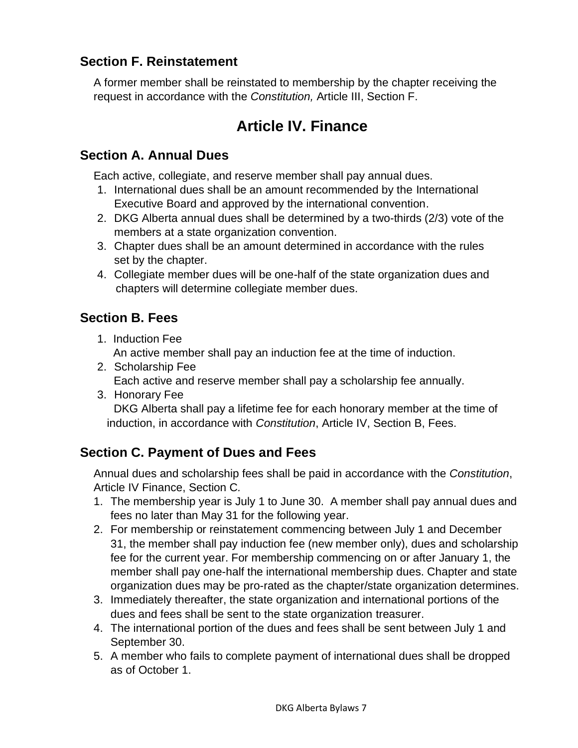### Section F. Reinstatement

A former member shall be reinstated to membership by the chapter receiving the request in accordance with the *Constitution,* Article III, Section F.

## Article IV. Finance

### Section A. Annual Dues

Each active, collegiate, and reserve member shall pay annual dues.

1. International dues shall be an amount recommended by the International Executive Board and approved by the international convention.
2. DKG Alberta annual dues shall be determined by a two-thirds (2/3) vote of the members at a state organization convention.
3. Chapter dues shall be an amount determined in accordance with the rules set by the chapter.
4. Collegiate member dues will be one-half of the state organization dues and chapters will determine collegiate member dues.

### Section B. Fees

1. Induction Fee
   An active member shall pay an induction fee at the time of induction.
2. Scholarship Fee
   Each active and reserve member shall pay a scholarship fee annually.
3. Honorary Fee
   DKG Alberta shall pay a lifetime fee for each honorary member at the time of induction, in accordance with *Constitution*, Article IV, Section B, Fees.

### Section C. Payment of Dues and Fees

Annual dues and scholarship fees shall be paid in accordance with the *Constitution*, Article IV Finance, Section C*.*

1. The membership year is July 1 to June 30. A member shall pay annual dues and fees no later than May 31 for the following year.
2. For membership or reinstatement commencing between July 1 and December 31, the member shall pay induction fee (new member only), dues and scholarship fee for the current year. For membership commencing on or after January 1, the member shall pay one-half the international membership dues. Chapter and state organization dues may be pro-rated as the chapter/state organization determines.
3. Immediately thereafter, the state organization and international portions of the dues and fees shall be sent to the state organization treasurer.
4. The international portion of the dues and fees shall be sent between July 1 and September 30.
5. A member who fails to complete payment of international dues shall be dropped as of October 1.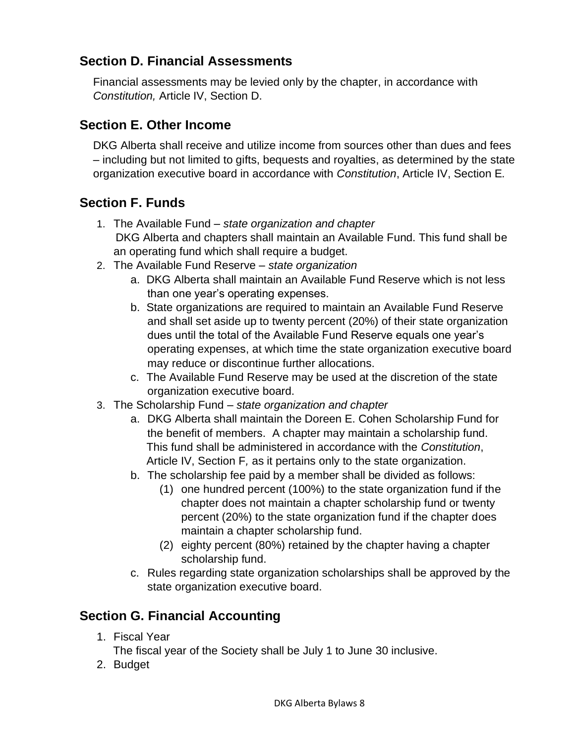## Section D. Financial Assessments

Financial assessments may be levied only by the chapter, in accordance with *Constitution,* Article IV, Section D.

## Section E. Other Income

DKG Alberta shall receive and utilize income from sources other than dues and fees – including but not limited to gifts, bequests and royalties, as determined by the state organization executive board in accordance with *Constitution*, Article IV, Section E.

## Section F. Funds

1. The Available Fund – *state organization and chapter*
   DKG Alberta and chapters shall maintain an Available Fund. This fund shall be an operating fund which shall require a budget.
2. The Available Fund Reserve – *state organization*
   a. DKG Alberta shall maintain an Available Fund Reserve which is not less than one year's operating expenses.
   b. State organizations are required to maintain an Available Fund Reserve and shall set aside up to twenty percent (20%) of their state organization dues until the total of the Available Fund Reserve equals one year's operating expenses, at which time the state organization executive board may reduce or discontinue further allocations.
   c. The Available Fund Reserve may be used at the discretion of the state organization executive board.
3. The Scholarship Fund – *state organization and chapter*
   a. DKG Alberta shall maintain the Doreen E. Cohen Scholarship Fund for the benefit of members. A chapter may maintain a scholarship fund. This fund shall be administered in accordance with the *Constitution*, Article IV, Section F, as it pertains only to the state organization.
   b. The scholarship fee paid by a member shall be divided as follows:
      (1) one hundred percent (100%) to the state organization fund if the chapter does not maintain a chapter scholarship fund or twenty percent (20%) to the state organization fund if the chapter does maintain a chapter scholarship fund.
      (2) eighty percent (80%) retained by the chapter having a chapter scholarship fund.
   c. Rules regarding state organization scholarships shall be approved by the state organization executive board.

## Section G. Financial Accounting

1. Fiscal Year
   The fiscal year of the Society shall be July 1 to June 30 inclusive.
2. Budget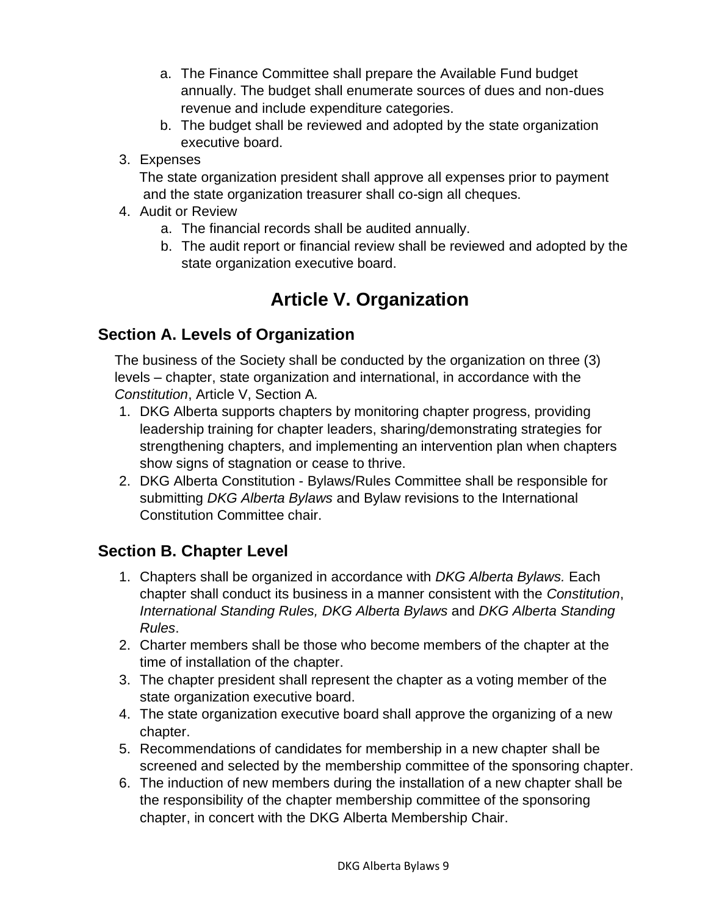a. The Finance Committee shall prepare the Available Fund budget annually. The budget shall enumerate sources of dues and non-dues revenue and include expenditure categories.
   b. The budget shall be reviewed and adopted by the state organization executive board.
3. Expenses
   The state organization president shall approve all expenses prior to payment and the state organization treasurer shall co-sign all cheques.
4. Audit or Review
   a. The financial records shall be audited annually.
   b. The audit report or financial review shall be reviewed and adopted by the state organization executive board.

# Article V. Organization

## Section A. Levels of Organization

The business of the Society shall be conducted by the organization on three (3) levels – chapter, state organization and international, in accordance with the *Constitution*, Article V, Section A.

1. DKG Alberta supports chapters by monitoring chapter progress, providing leadership training for chapter leaders, sharing/demonstrating strategies for strengthening chapters, and implementing an intervention plan when chapters show signs of stagnation or cease to thrive.
2. DKG Alberta Constitution - Bylaws/Rules Committee shall be responsible for submitting *DKG Alberta Bylaws* and Bylaw revisions to the International Constitution Committee chair.

## Section B. Chapter Level

1. Chapters shall be organized in accordance with *DKG Alberta Bylaws.* Each chapter shall conduct its business in a manner consistent with the *Constitution*, *International Standing Rules, DKG Alberta Bylaws* and *DKG Alberta Standing Rules*.
2. Charter members shall be those who become members of the chapter at the time of installation of the chapter.
3. The chapter president shall represent the chapter as a voting member of the state organization executive board.
4. The state organization executive board shall approve the organizing of a new chapter.
5. Recommendations of candidates for membership in a new chapter shall be screened and selected by the membership committee of the sponsoring chapter.
6. The induction of new members during the installation of a new chapter shall be the responsibility of the chapter membership committee of the sponsoring chapter, in concert with the DKG Alberta Membership Chair.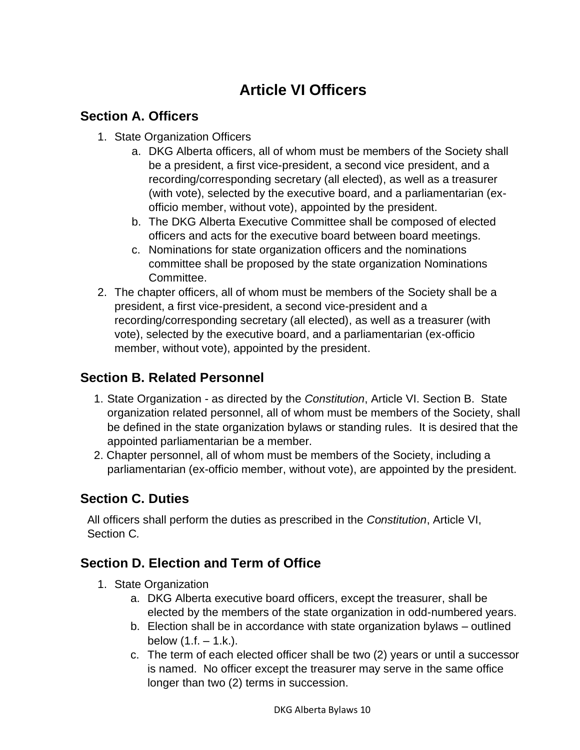# Article VI Officers

## Section A. Officers

1. State Organization Officers
   a. DKG Alberta officers, all of whom must be members of the Society shall be a president, a first vice-president, a second vice president, and a recording/corresponding secretary (all elected), as well as a treasurer (with vote), selected by the executive board, and a parliamentarian (ex-officio member, without vote), appointed by the president.
   b. The DKG Alberta Executive Committee shall be composed of elected officers and acts for the executive board between board meetings.
   c. Nominations for state organization officers and the nominations committee shall be proposed by the state organization Nominations Committee.
2. The chapter officers, all of whom must be members of the Society shall be a president, a first vice-president, a second vice-president and a recording/corresponding secretary (all elected), as well as a treasurer (with vote), selected by the executive board, and a parliamentarian (ex-officio member, without vote), appointed by the president.

## Section B. Related Personnel

1. State Organization - as directed by the *Constitution*, Article VI. Section B. State organization related personnel, all of whom must be members of the Society, shall be defined in the state organization bylaws or standing rules. It is desired that the appointed parliamentarian be a member.
2. Chapter personnel, all of whom must be members of the Society, including a parliamentarian (ex-officio member, without vote), are appointed by the president.

## Section C. Duties

All officers shall perform the duties as prescribed in the *Constitution*, Article VI, Section C.

## Section D. Election and Term of Office

1. State Organization
   a. DKG Alberta executive board officers, except the treasurer, shall be elected by the members of the state organization in odd-numbered years.
   b. Election shall be in accordance with state organization bylaws – outlined below (1.f. – 1.k.).
   c. The term of each elected officer shall be two (2) years or until a successor is named. No officer except the treasurer may serve in the same office longer than two (2) terms in succession.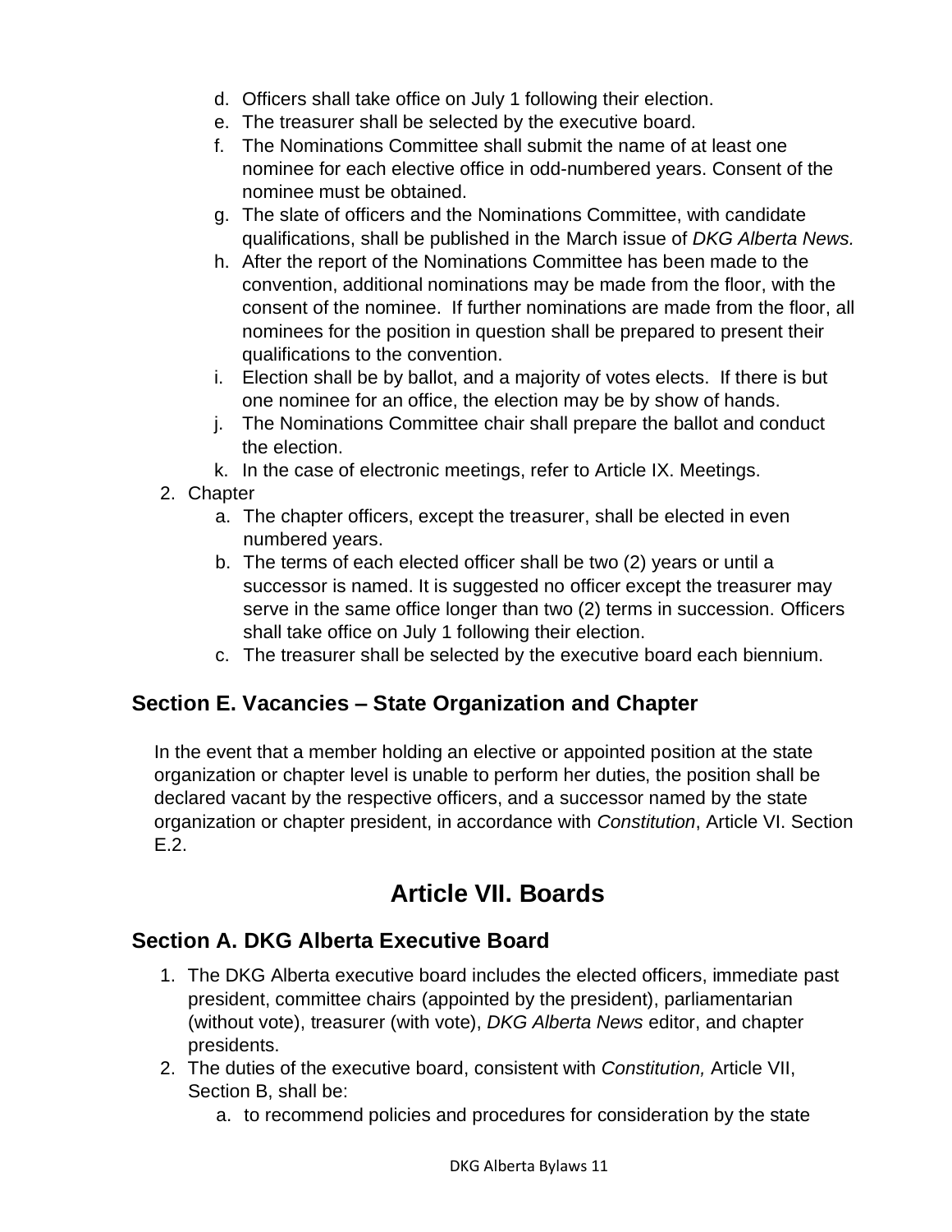d. Officers shall take office on July 1 following their election.
e. The treasurer shall be selected by the executive board.
f. The Nominations Committee shall submit the name of at least one nominee for each elective office in odd-numbered years. Consent of the nominee must be obtained.
g. The slate of officers and the Nominations Committee, with candidate qualifications, shall be published in the March issue of *DKG Alberta News.*
h. After the report of the Nominations Committee has been made to the convention, additional nominations may be made from the floor, with the consent of the nominee. If further nominations are made from the floor, all nominees for the position in question shall be prepared to present their qualifications to the convention.
i. Election shall be by ballot, and a majority of votes elects. If there is but one nominee for an office, the election may be by show of hands.
j. The Nominations Committee chair shall prepare the ballot and conduct the election.
k. In the case of electronic meetings, refer to Article IX. Meetings.

2. Chapter
   a. The chapter officers, except the treasurer, shall be elected in even numbered years.
   b. The terms of each elected officer shall be two (2) years or until a successor is named. It is suggested no officer except the treasurer may serve in the same office longer than two (2) terms in succession. Officers shall take office on July 1 following their election.
   c. The treasurer shall be selected by the executive board each biennium.

### Section E. Vacancies – State Organization and Chapter

In the event that a member holding an elective or appointed position at the state organization or chapter level is unable to perform her duties, the position shall be declared vacant by the respective officers, and a successor named by the state organization or chapter president, in accordance with *Constitution*, Article VI. Section E.2.

## Article VII. Boards

### Section A. DKG Alberta Executive Board

1. The DKG Alberta executive board includes the elected officers, immediate past president, committee chairs (appointed by the president), parliamentarian (without vote), treasurer (with vote), *DKG Alberta News* editor, and chapter presidents.
2. The duties of the executive board, consistent with *Constitution,* Article VII, Section B, shall be:
   a. to recommend policies and procedures for consideration by the state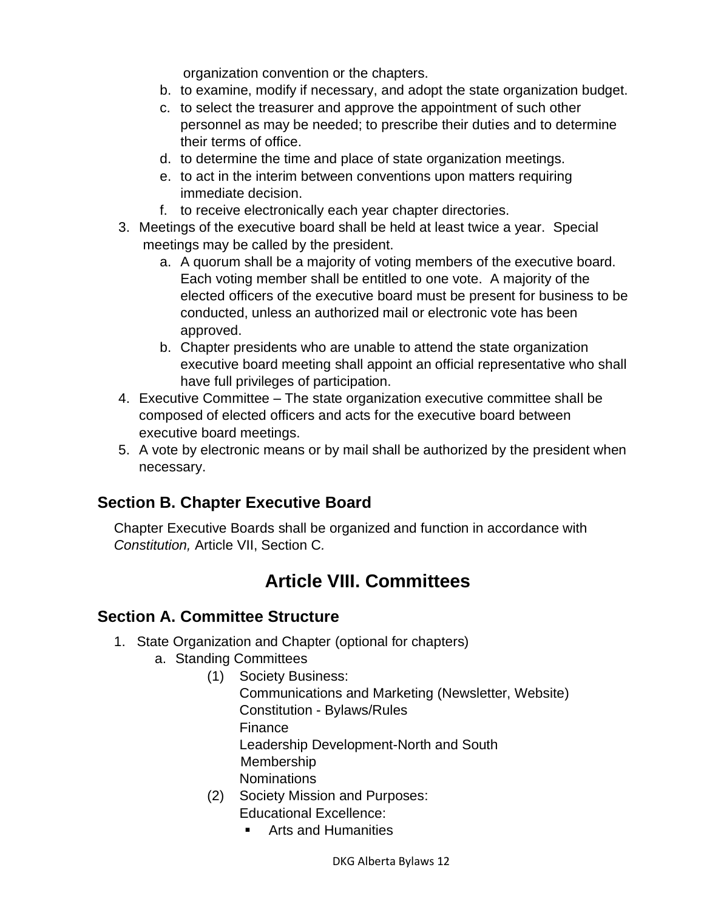organization convention or the chapters.

   b. to examine, modify if necessary, and adopt the state organization budget.
   c. to select the treasurer and approve the appointment of such other personnel as may be needed; to prescribe their duties and to determine their terms of office.
   d. to determine the time and place of state organization meetings.
   e. to act in the interim between conventions upon matters requiring immediate decision.
   f. to receive electronically each year chapter directories.

3. Meetings of the executive board shall be held at least twice a year. Special meetings may be called by the president.
   a. A quorum shall be a majority of voting members of the executive board. Each voting member shall be entitled to one vote. A majority of the elected officers of the executive board must be present for business to be conducted, unless an authorized mail or electronic vote has been approved.
   b. Chapter presidents who are unable to attend the state organization executive board meeting shall appoint an official representative who shall have full privileges of participation.
4. Executive Committee – The state organization executive committee shall be composed of elected officers and acts for the executive board between executive board meetings.
5. A vote by electronic means or by mail shall be authorized by the president when necessary.

## Section B. Chapter Executive Board

Chapter Executive Boards shall be organized and function in accordance with *Constitution,* Article VII, Section C.

# Article VIII. Committees

## Section A. Committee Structure

1. State Organization and Chapter (optional for chapters)
   a. Standing Committees
      (1) Society Business:
          Communications and Marketing (Newsletter, Website)
          Constitution - Bylaws/Rules
          Finance
          Leadership Development-North and South
          Membership
          Nominations
      (2) Society Mission and Purposes:
          Educational Excellence:
          - Arts and Humanities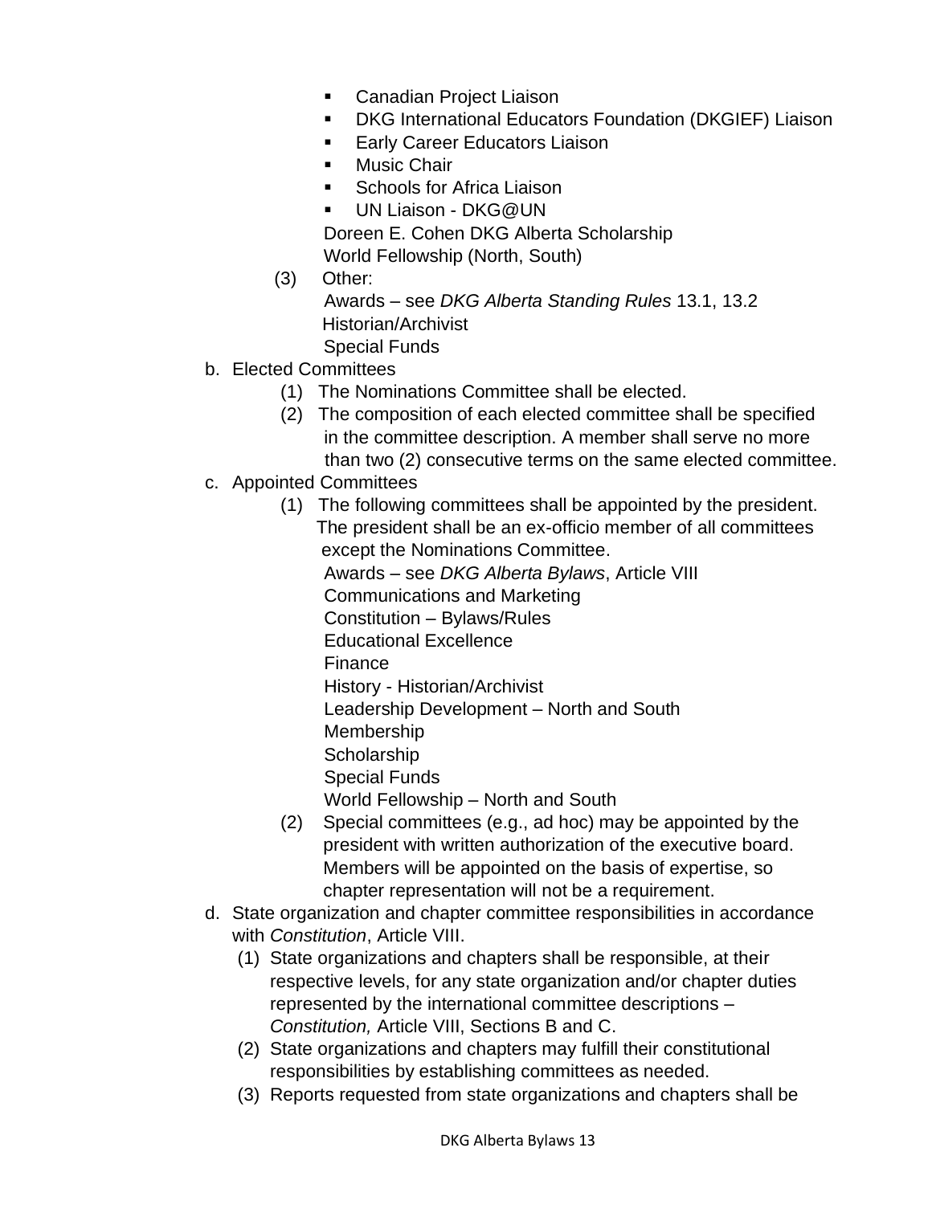- Canadian Project Liaison
- DKG International Educators Foundation (DKGIEF) Liaison
- Early Career Educators Liaison
- Music Chair
- Schools for Africa Liaison
- UN Liaison - DKG@UN

  Doreen E. Cohen DKG Alberta Scholarship
  World Fellowship (North, South)

(3) Other:
  Awards – see *DKG Alberta Standing Rules* 13.1, 13.2
  Historian/Archivist
  Special Funds

b. Elected Committees
   (1) The Nominations Committee shall be elected.
   (2) The composition of each elected committee shall be specified in the committee description. A member shall serve no more than two (2) consecutive terms on the same elected committee.

c. Appointed Committees
   (1) The following committees shall be appointed by the president. The president shall be an ex-officio member of all committees except the Nominations Committee.
     Awards – see *DKG Alberta Bylaws*, Article VIII
     Communications and Marketing
     Constitution – Bylaws/Rules
     Educational Excellence
     Finance
     History - Historian/Archivist
     Leadership Development – North and South
     Membership
     Scholarship
     Special Funds
     World Fellowship – North and South
   (2) Special committees (e.g., ad hoc) may be appointed by the president with written authorization of the executive board. Members will be appointed on the basis of expertise, so chapter representation will not be a requirement.

d. State organization and chapter committee responsibilities in accordance with *Constitution*, Article VIII.
   (1) State organizations and chapters shall be responsible, at their respective levels, for any state organization and/or chapter duties represented by the international committee descriptions – *Constitution,* Article VIII, Sections B and C.
   (2) State organizations and chapters may fulfill their constitutional responsibilities by establishing committees as needed.
   (3) Reports requested from state organizations and chapters shall be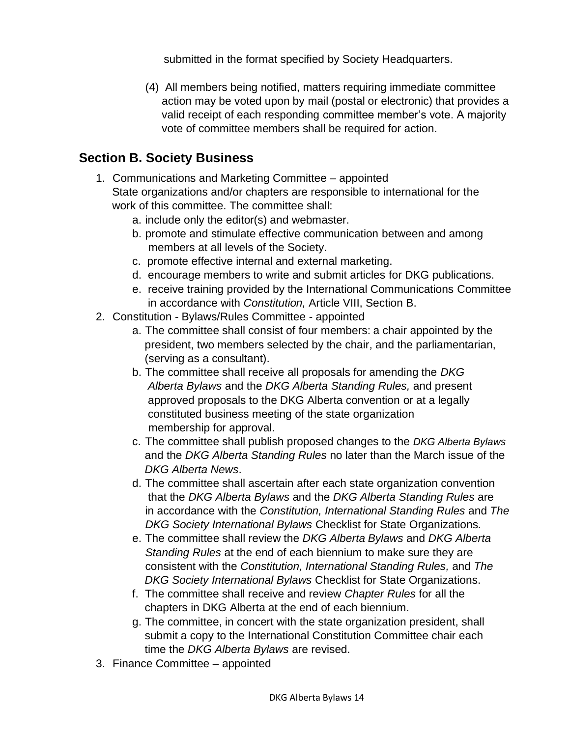submitted in the format specified by Society Headquarters.

(4) All members being notified, matters requiring immediate committee action may be voted upon by mail (postal or electronic) that provides a valid receipt of each responding committee member's vote. A majority vote of committee members shall be required for action.

## Section B. Society Business

1. Communications and Marketing Committee – appointed
   State organizations and/or chapters are responsible to international for the work of this committee. The committee shall:
   a. include only the editor(s) and webmaster.
   b. promote and stimulate effective communication between and among members at all levels of the Society.
   c. promote effective internal and external marketing.
   d. encourage members to write and submit articles for DKG publications.
   e. receive training provided by the International Communications Committee in accordance with *Constitution,* Article VIII, Section B.
2. Constitution - Bylaws/Rules Committee - appointed
   a. The committee shall consist of four members: a chair appointed by the president, two members selected by the chair, and the parliamentarian, (serving as a consultant).
   b. The committee shall receive all proposals for amending the *DKG Alberta Bylaws* and the *DKG Alberta Standing Rules,* and present approved proposals to the DKG Alberta convention or at a legally constituted business meeting of the state organization membership for approval.
   c. The committee shall publish proposed changes to the *DKG Alberta Bylaws* and the *DKG Alberta Standing Rules* no later than the March issue of the *DKG Alberta News*.
   d. The committee shall ascertain after each state organization convention that the *DKG Alberta Bylaws* and the *DKG Alberta Standing Rules* are in accordance with the *Constitution, International Standing Rules* and *The DKG Society International Bylaws* Checklist for State Organizations.
   e. The committee shall review the *DKG Alberta Bylaws* and *DKG Alberta Standing Rules* at the end of each biennium to make sure they are consistent with the *Constitution, International Standing Rules,* and *The DKG Society International Bylaws* Checklist for State Organizations.
   f. The committee shall receive and review *Chapter Rules* for all the chapters in DKG Alberta at the end of each biennium.
   g. The committee, in concert with the state organization president, shall submit a copy to the International Constitution Committee chair each time the *DKG Alberta Bylaws* are revised.
3. Finance Committee – appointed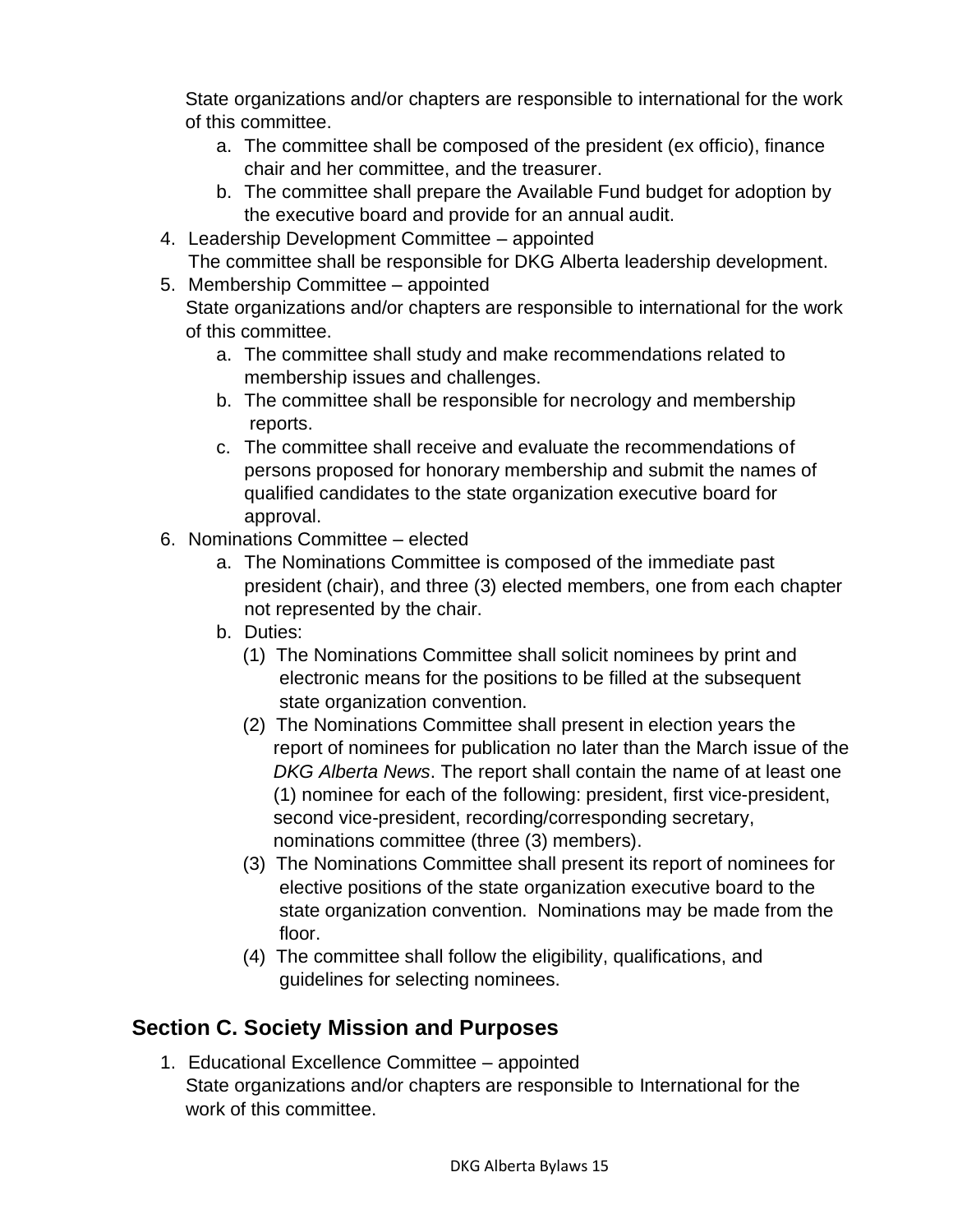State organizations and/or chapters are responsible to international for the work of this committee.

a. The committee shall be composed of the president (ex officio), finance chair and her committee, and the treasurer.
b. The committee shall prepare the Available Fund budget for adoption by the executive board and provide for an annual audit.

4. Leadership Development Committee – appointed
   The committee shall be responsible for DKG Alberta leadership development.
5. Membership Committee – appointed
   State organizations and/or chapters are responsible to international for the work of this committee.
   a. The committee shall study and make recommendations related to membership issues and challenges.
   b. The committee shall be responsible for necrology and membership reports.
   c. The committee shall receive and evaluate the recommendations of persons proposed for honorary membership and submit the names of qualified candidates to the state organization executive board for approval.
6. Nominations Committee – elected
   a. The Nominations Committee is composed of the immediate past president (chair), and three (3) elected members, one from each chapter not represented by the chair.
   b. Duties:
      (1) The Nominations Committee shall solicit nominees by print and electronic means for the positions to be filled at the subsequent state organization convention.
      (2) The Nominations Committee shall present in election years the report of nominees for publication no later than the March issue of the *DKG Alberta News*. The report shall contain the name of at least one (1) nominee for each of the following: president, first vice-president, second vice-president, recording/corresponding secretary, nominations committee (three (3) members).
      (3) The Nominations Committee shall present its report of nominees for elective positions of the state organization executive board to the state organization convention. Nominations may be made from the floor.
      (4) The committee shall follow the eligibility, qualifications, and guidelines for selecting nominees.

## Section C. Society Mission and Purposes

1. Educational Excellence Committee – appointed
   State organizations and/or chapters are responsible to International for the work of this committee.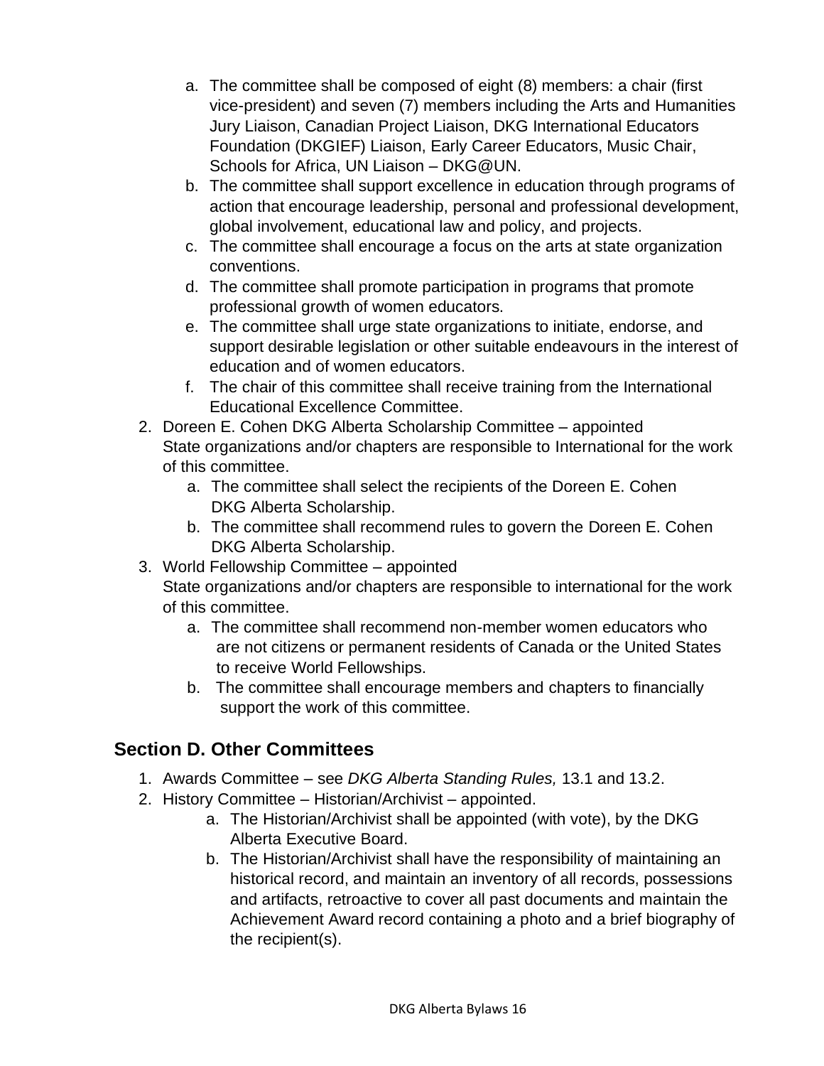a. The committee shall be composed of eight (8) members: a chair (first vice-president) and seven (7) members including the Arts and Humanities Jury Liaison, Canadian Project Liaison, DKG International Educators Foundation (DKGIEF) Liaison, Early Career Educators, Music Chair, Schools for Africa, UN Liaison – DKG@UN.
   b. The committee shall support excellence in education through programs of action that encourage leadership, personal and professional development, global involvement, educational law and policy, and projects.
   c. The committee shall encourage a focus on the arts at state organization conventions.
   d. The committee shall promote participation in programs that promote professional growth of women educators.
   e. The committee shall urge state organizations to initiate, endorse, and support desirable legislation or other suitable endeavours in the interest of education and of women educators.
   f. The chair of this committee shall receive training from the International Educational Excellence Committee.

2. Doreen E. Cohen DKG Alberta Scholarship Committee – appointed
   State organizations and/or chapters are responsible to International for the work of this committee.
   a. The committee shall select the recipients of the Doreen E. Cohen DKG Alberta Scholarship.
   b. The committee shall recommend rules to govern the Doreen E. Cohen DKG Alberta Scholarship.
3. World Fellowship Committee – appointed
   State organizations and/or chapters are responsible to international for the work of this committee.
   a. The committee shall recommend non-member women educators who are not citizens or permanent residents of Canada or the United States to receive World Fellowships.
   b. The committee shall encourage members and chapters to financially support the work of this committee.

## Section D. Other Committees

1. Awards Committee – see *DKG Alberta Standing Rules,* 13.1 and 13.2.
2. History Committee – Historian/Archivist – appointed.
   a. The Historian/Archivist shall be appointed (with vote), by the DKG Alberta Executive Board.
   b. The Historian/Archivist shall have the responsibility of maintaining an historical record, and maintain an inventory of all records, possessions and artifacts, retroactive to cover all past documents and maintain the Achievement Award record containing a photo and a brief biography of the recipient(s).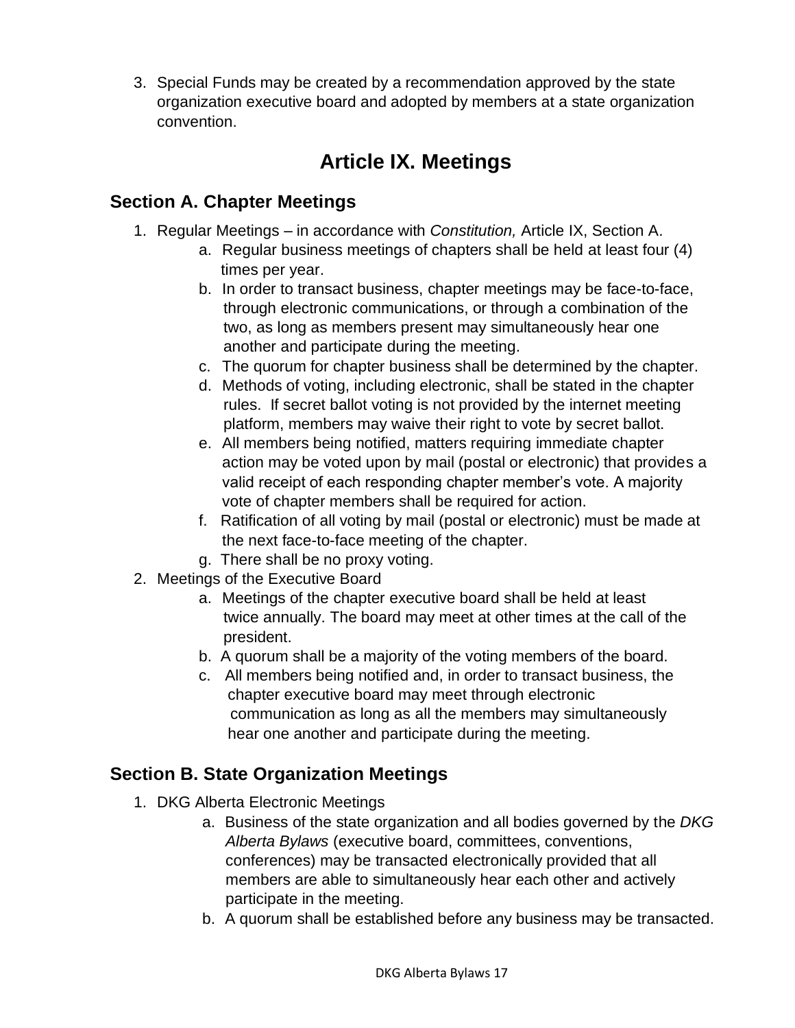3. Special Funds may be created by a recommendation approved by the state organization executive board and adopted by members at a state organization convention.

# Article IX. Meetings

## Section A. Chapter Meetings

1. Regular Meetings – in accordance with *Constitution,* Article IX, Section A.
    a. Regular business meetings of chapters shall be held at least four (4) times per year.
    b. In order to transact business, chapter meetings may be face-to-face, through electronic communications, or through a combination of the two, as long as members present may simultaneously hear one another and participate during the meeting.
    c. The quorum for chapter business shall be determined by the chapter.
    d. Methods of voting, including electronic, shall be stated in the chapter rules. If secret ballot voting is not provided by the internet meeting platform, members may waive their right to vote by secret ballot.
    e. All members being notified, matters requiring immediate chapter action may be voted upon by mail (postal or electronic) that provides a valid receipt of each responding chapter member's vote. A majority vote of chapter members shall be required for action.
    f. Ratification of all voting by mail (postal or electronic) must be made at the next face-to-face meeting of the chapter.
    g. There shall be no proxy voting.
2. Meetings of the Executive Board
    a. Meetings of the chapter executive board shall be held at least twice annually. The board may meet at other times at the call of the president.
    b. A quorum shall be a majority of the voting members of the board.
    c. All members being notified and, in order to transact business, the chapter executive board may meet through electronic communication as long as all the members may simultaneously hear one another and participate during the meeting.

## Section B. State Organization Meetings

1. DKG Alberta Electronic Meetings
    a. Business of the state organization and all bodies governed by the *DKG Alberta Bylaws* (executive board, committees, conventions, conferences) may be transacted electronically provided that all members are able to simultaneously hear each other and actively participate in the meeting.
    b. A quorum shall be established before any business may be transacted.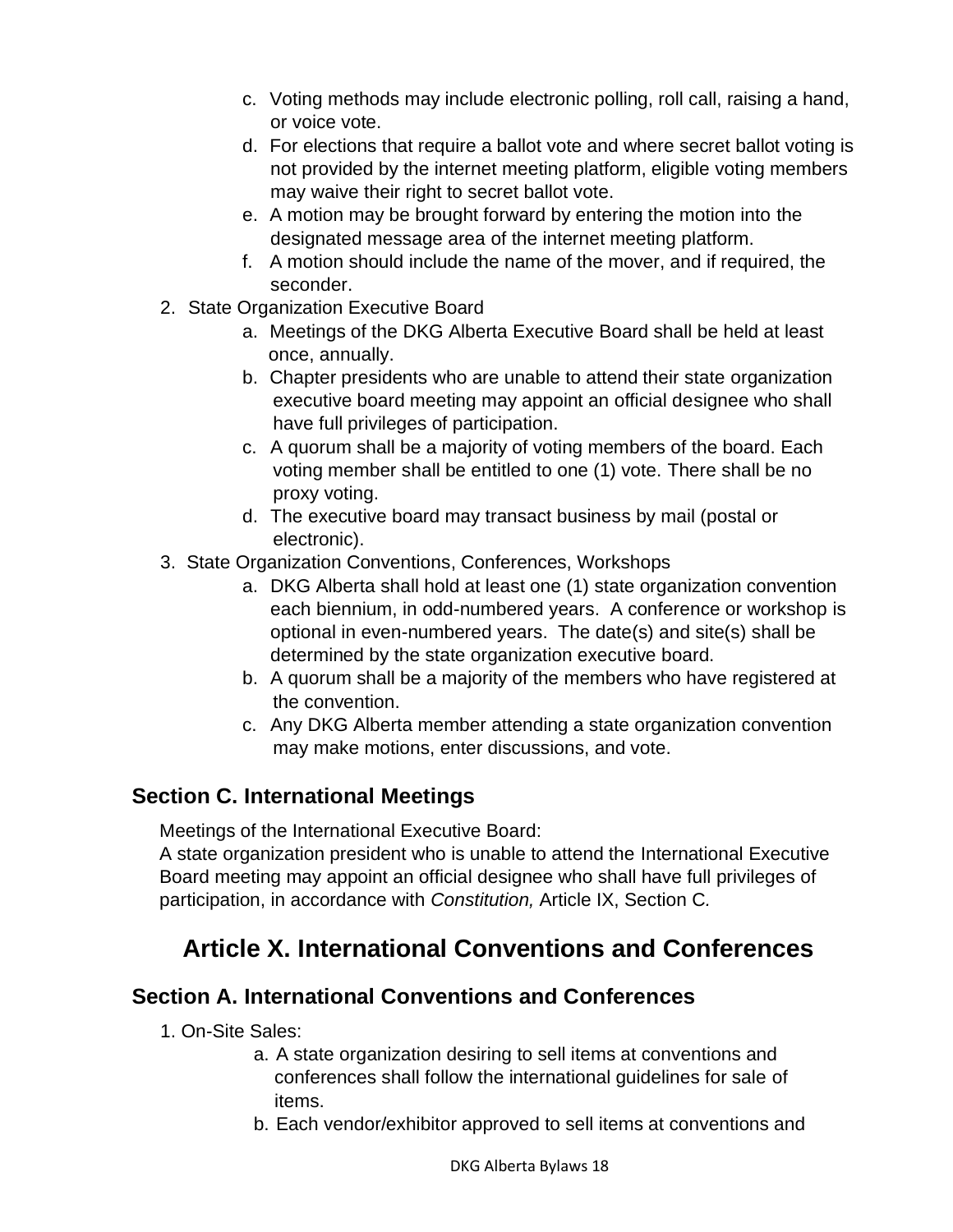c. Voting methods may include electronic polling, roll call, raising a hand, or voice vote.
   d. For elections that require a ballot vote and where secret ballot voting is not provided by the internet meeting platform, eligible voting members may waive their right to secret ballot vote.
   e. A motion may be brought forward by entering the motion into the designated message area of the internet meeting platform.
   f. A motion should include the name of the mover, and if required, the seconder.

2. State Organization Executive Board
   a. Meetings of the DKG Alberta Executive Board shall be held at least once, annually.
   b. Chapter presidents who are unable to attend their state organization executive board meeting may appoint an official designee who shall have full privileges of participation.
   c. A quorum shall be a majority of voting members of the board. Each voting member shall be entitled to one (1) vote. There shall be no proxy voting.
   d. The executive board may transact business by mail (postal or electronic).

3. State Organization Conventions, Conferences, Workshops
   a. DKG Alberta shall hold at least one (1) state organization convention each biennium, in odd-numbered years. A conference or workshop is optional in even-numbered years. The date(s) and site(s) shall be determined by the state organization executive board.
   b. A quorum shall be a majority of the members who have registered at the convention.
   c. Any DKG Alberta member attending a state organization convention may make motions, enter discussions, and vote.

### Section C. International Meetings

Meetings of the International Executive Board:
A state organization president who is unable to attend the International Executive Board meeting may appoint an official designee who shall have full privileges of participation, in accordance with *Constitution,* Article IX, Section C.

## Article X. International Conventions and Conferences

### Section A. International Conventions and Conferences

1. On-Site Sales:
   a. A state organization desiring to sell items at conventions and conferences shall follow the international guidelines for sale of items.
   b. Each vendor/exhibitor approved to sell items at conventions and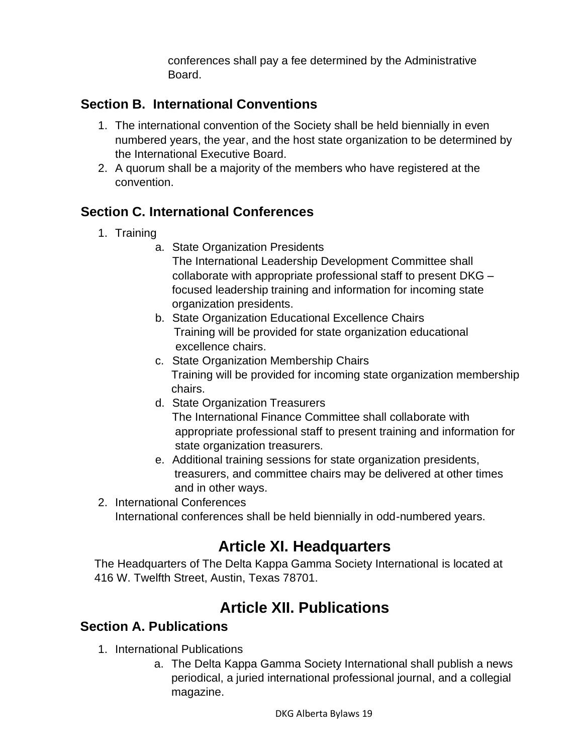conferences shall pay a fee determined by the Administrative Board.

### Section B. International Conventions

1. The international convention of the Society shall be held biennially in even numbered years, the year, and the host state organization to be determined by the International Executive Board.
2. A quorum shall be a majority of the members who have registered at the convention.

### Section C. International Conferences

1. Training
    a. State Organization Presidents
    The International Leadership Development Committee shall collaborate with appropriate professional staff to present DKG – focused leadership training and information for incoming state organization presidents.
    b. State Organization Educational Excellence Chairs
    Training will be provided for state organization educational excellence chairs.
    c. State Organization Membership Chairs
    Training will be provided for incoming state organization membership chairs.
    d. State Organization Treasurers
    The International Finance Committee shall collaborate with appropriate professional staff to present training and information for state organization treasurers.
    e. Additional training sessions for state organization presidents, treasurers, and committee chairs may be delivered at other times and in other ways.
2. International Conferences
International conferences shall be held biennially in odd-numbered years.

## Article XI. Headquarters

The Headquarters of The Delta Kappa Gamma Society International is located at 416 W. Twelfth Street, Austin, Texas 78701.

## Article XII. Publications

### Section A. Publications

1. International Publications
    a. The Delta Kappa Gamma Society International shall publish a news periodical, a juried international professional journal, and a collegial magazine.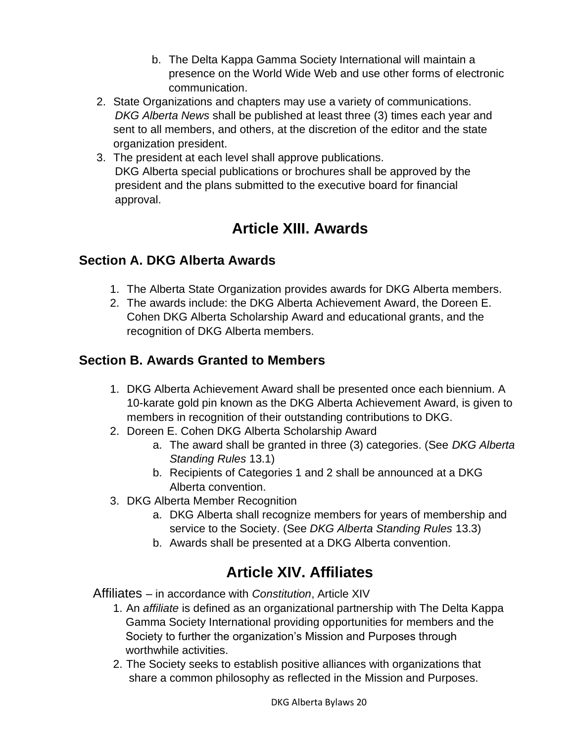b. The Delta Kappa Gamma Society International will maintain a presence on the World Wide Web and use other forms of electronic communication.

2. State Organizations and chapters may use a variety of communications. *DKG Alberta News* shall be published at least three (3) times each year and sent to all members, and others, at the discretion of the editor and the state organization president.
3. The president at each level shall approve publications. DKG Alberta special publications or brochures shall be approved by the president and the plans submitted to the executive board for financial approval.

# Article XIII. Awards

## Section A. DKG Alberta Awards

1. The Alberta State Organization provides awards for DKG Alberta members.
2. The awards include: the DKG Alberta Achievement Award, the Doreen E. Cohen DKG Alberta Scholarship Award and educational grants, and the recognition of DKG Alberta members.

## Section B. Awards Granted to Members

1. DKG Alberta Achievement Award shall be presented once each biennium. A 10-karate gold pin known as the DKG Alberta Achievement Award, is given to members in recognition of their outstanding contributions to DKG.
2. Doreen E. Cohen DKG Alberta Scholarship Award
   a. The award shall be granted in three (3) categories. (See *DKG Alberta Standing Rules* 13.1)
   b. Recipients of Categories 1 and 2 shall be announced at a DKG Alberta convention.
3. DKG Alberta Member Recognition
   a. DKG Alberta shall recognize members for years of membership and service to the Society. (See *DKG Alberta Standing Rules* 13.3)
   b. Awards shall be presented at a DKG Alberta convention.

# Article XIV. Affiliates

Affiliates – in accordance with *Constitution*, Article XIV

1. An *affiliate* is defined as an organizational partnership with The Delta Kappa Gamma Society International providing opportunities for members and the Society to further the organization's Mission and Purposes through worthwhile activities.
2. The Society seeks to establish positive alliances with organizations that share a common philosophy as reflected in the Mission and Purposes.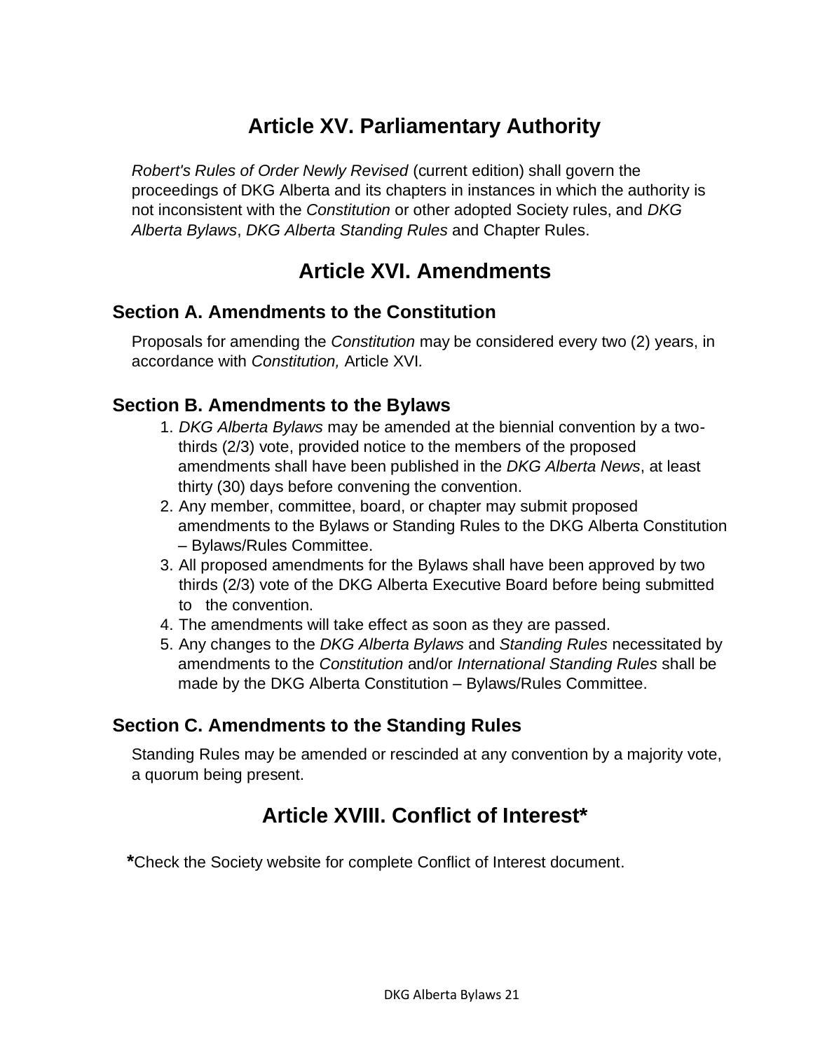# Article XV. Parliamentary Authority

*Robert's Rules of Order Newly Revised* (current edition) shall govern the proceedings of DKG Alberta and its chapters in instances in which the authority is not inconsistent with the *Constitution* or other adopted Society rules, and *DKG Alberta Bylaws*, *DKG Alberta Standing Rules* and Chapter Rules.

# Article XVI. Amendments

## Section A. Amendments to the Constitution

Proposals for amending the *Constitution* may be considered every two (2) years, in accordance with *Constitution,* Article XVI*.*

## Section B. Amendments to the Bylaws

1. *DKG Alberta Bylaws* may be amended at the biennial convention by a two-thirds (2/3) vote, provided notice to the members of the proposed amendments shall have been published in the *DKG Alberta News*, at least thirty (30) days before convening the convention.
2. Any member, committee, board, or chapter may submit proposed amendments to the Bylaws or Standing Rules to the DKG Alberta Constitution – Bylaws/Rules Committee.
3. All proposed amendments for the Bylaws shall have been approved by two thirds (2/3) vote of the DKG Alberta Executive Board before being submitted to the convention.
4. The amendments will take effect as soon as they are passed.
5. Any changes to the *DKG Alberta Bylaws* and *Standing Rules* necessitated by amendments to the *Constitution* and/or *International Standing Rules* shall be made by the DKG Alberta Constitution – Bylaws/Rules Committee.

## Section C. Amendments to the Standing Rules

Standing Rules may be amended or rescinded at any convention by a majority vote, a quorum being present.

# Article XVIII. Conflict of Interest*

**\***Check the Society website for complete Conflict of Interest document.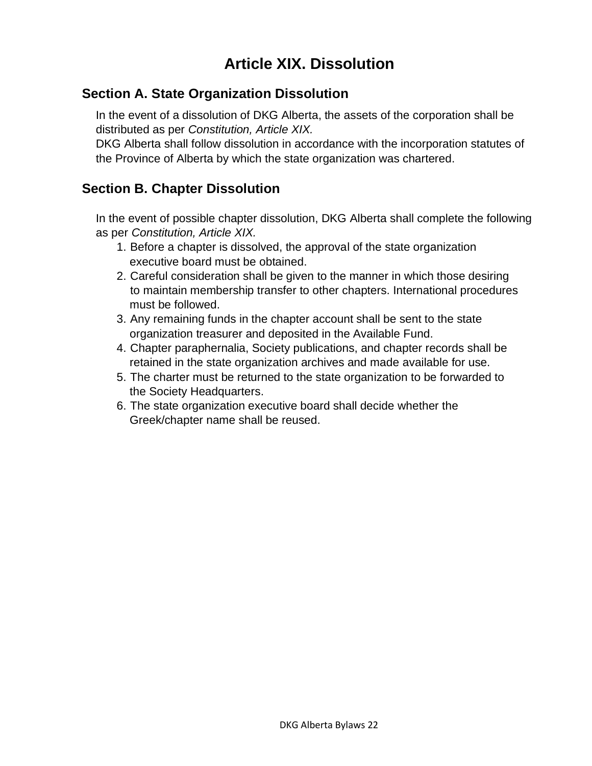# Article XIX. Dissolution

## Section A. State Organization Dissolution

In the event of a dissolution of DKG Alberta, the assets of the corporation shall be distributed as per *Constitution, Article XIX.*
DKG Alberta shall follow dissolution in accordance with the incorporation statutes of the Province of Alberta by which the state organization was chartered.

## Section B. Chapter Dissolution

In the event of possible chapter dissolution, DKG Alberta shall complete the following as per *Constitution, Article XIX.*

1. Before a chapter is dissolved, the approval of the state organization executive board must be obtained.
2. Careful consideration shall be given to the manner in which those desiring to maintain membership transfer to other chapters. International procedures must be followed.
3. Any remaining funds in the chapter account shall be sent to the state organization treasurer and deposited in the Available Fund.
4. Chapter paraphernalia, Society publications, and chapter records shall be retained in the state organization archives and made available for use.
5. The charter must be returned to the state organization to be forwarded to the Society Headquarters.
6. The state organization executive board shall decide whether the Greek/chapter name shall be reused.